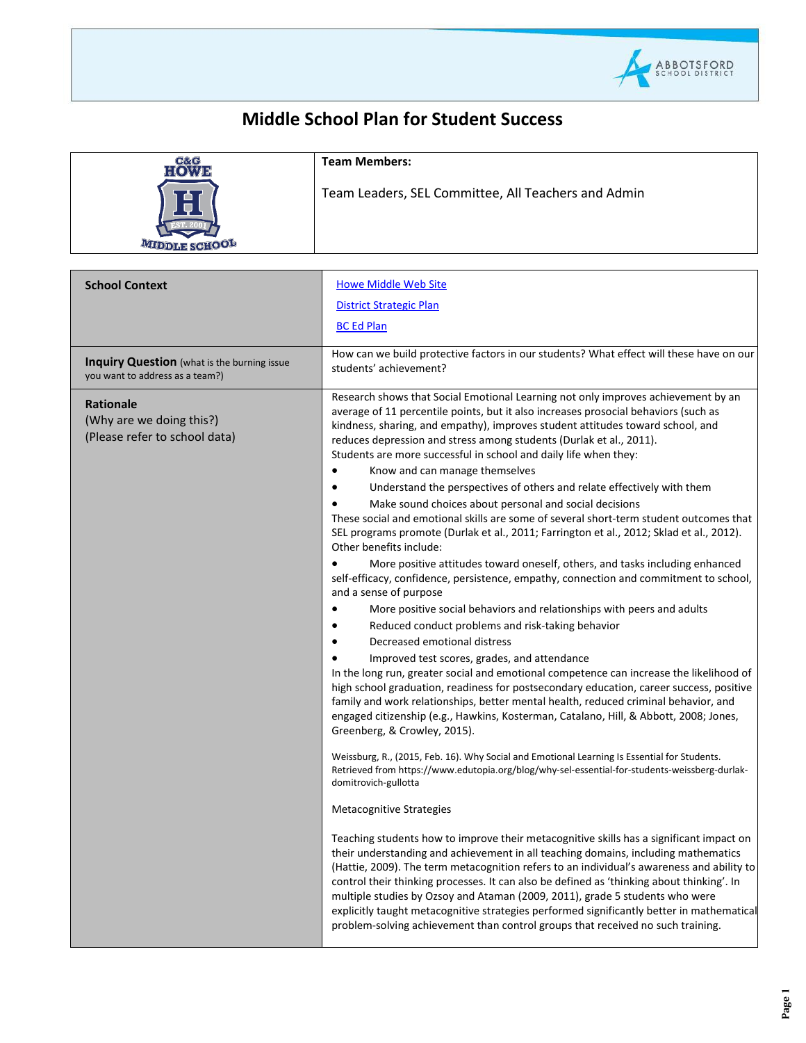# Middle School Plan for Student Success

| | **Team Members:** |
|---|---|
| | Team Leaders, SEL Committee, All Teachers and Admin |

| | |
|---|---|
| **School Context** | Howe Middle Web Site<br>District Strategic Plan<br>BC Ed Plan |
| **Inquiry Question** (what is the burning issue you want to address as a team?) | How can we build protective factors in our students? What effect will these have on our students' achievement? |
| **Rationale**<br>(Why are we doing this?)<br>(Please refer to school data) | Research shows that Social Emotional Learning not only improves achievement by an average of 11 percentile points, but it also increases prosocial behaviors (such as kindness, sharing, and empathy), improves student attitudes toward school, and reduces depression and stress among students (Durlak et al., 2011).<br>Students are more successful in school and daily life when they:<br>• Know and can manage themselves<br>• Understand the perspectives of others and relate effectively with them<br>• Make sound choices about personal and social decisions<br>These social and emotional skills are some of several short-term student outcomes that SEL programs promote (Durlak et al., 2011; Farrington et al., 2012; Sklad et al., 2012). Other benefits include:<br>• More positive attitudes toward oneself, others, and tasks including enhanced self-efficacy, confidence, persistence, empathy, connection and commitment to school, and a sense of purpose<br>• More positive social behaviors and relationships with peers and adults<br>• Reduced conduct problems and risk-taking behavior<br>• Decreased emotional distress<br>• Improved test scores, grades, and attendance<br>In the long run, greater social and emotional competence can increase the likelihood of high school graduation, readiness for postsecondary education, career success, positive family and work relationships, better mental health, reduced criminal behavior, and engaged citizenship (e.g., Hawkins, Kosterman, Catalano, Hill, & Abbott, 2008; Jones, Greenberg, & Crowley, 2015).<br><br>Weissburg, R., (2015, Feb. 16). Why Social and Emotional Learning Is Essential for Students. Retrieved from https://www.edutopia.org/blog/why-sel-essential-for-students-weissberg-durlak-domitrovich-gullotta<br><br>Metacognitive Strategies<br><br>Teaching students how to improve their metacognitive skills has a significant impact on their understanding and achievement in all teaching domains, including mathematics (Hattie, 2009). The term metacognition refers to an individual's awareness and ability to control their thinking processes. It can also be defined as 'thinking about thinking'. In multiple studies by Ozsoy and Ataman (2009, 2011), grade 5 students who were explicitly taught metacognitive strategies performed significantly better in mathematical problem-solving achievement than control groups that received no such training. |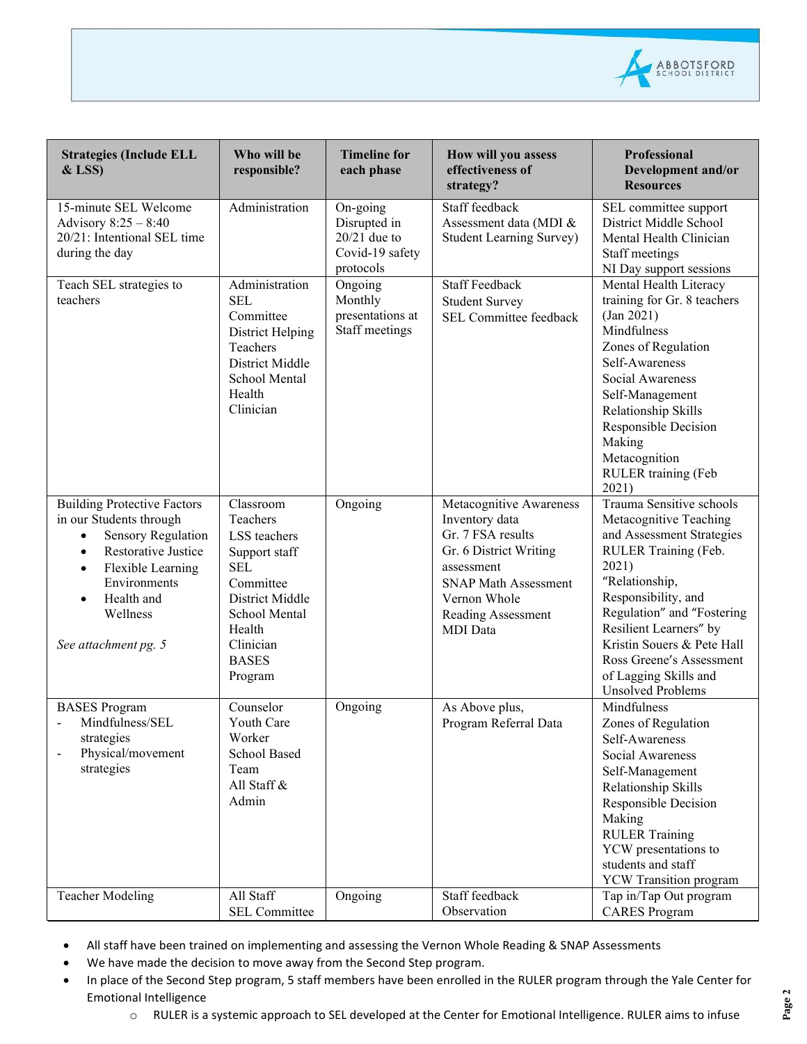| Strategies (Include ELL & LSS) | Who will be responsible? | Timeline for each phase | How will you assess effectiveness of strategy? | Professional Development and/or Resources |
|---|---|---|---|---|
| 15-minute SEL Welcome Advisory 8:25 – 8:40<br>20/21: Intentional SEL time during the day | Administration | On-going<br>Disrupted in 20/21 due to Covid-19 safety protocols | Staff feedback<br>Assessment data (MDI & Student Learning Survey) | SEL committee support<br>District Middle School Mental Health Clinician<br>Staff meetings<br>NI Day support sessions |
| Teach SEL strategies to teachers | Administration<br>SEL Committee<br>District Helping Teachers<br>District Middle School Mental Health Clinician | Ongoing<br>Monthly presentations at Staff meetings | Staff Feedback<br>Student Survey<br>SEL Committee feedback | Mental Health Literacy training for Gr. 8 teachers (Jan 2021)<br>Mindfulness<br>Zones of Regulation<br>Self-Awareness<br>Social Awareness<br>Self-Management<br>Relationship Skills<br>Responsible Decision Making<br>Metacognition<br>RULER training (Feb 2021) |
| Building Protective Factors in our Students through<br>• Sensory Regulation<br>• Restorative Justice<br>• Flexible Learning Environments<br>• Health and Wellness<br><br>*See attachment pg. 5* | Classroom Teachers<br>LSS teachers<br>Support staff<br>SEL Committee<br>District Middle School Mental Health Clinician<br>BASES Program | Ongoing | Metacognitive Awareness Inventory data<br>Gr. 7 FSA results<br>Gr. 6 District Writing assessment<br>SNAP Math Assessment<br>Vernon Whole Reading Assessment<br>MDI Data | Trauma Sensitive schools<br>Metacognitive Teaching and Assessment Strategies<br>RULER Training (Feb. 2021)<br>"Relationship, Responsibility, and Regulation" and "Fostering Resilient Learners" by Kristin Souers & Pete Hall<br>Ross Greene's Assessment of Lagging Skills and Unsolved Problems |
| BASES Program<br>- Mindfulness/SEL strategies<br>- Physical/movement strategies | Counselor<br>Youth Care Worker<br>School Based Team<br>All Staff & Admin | Ongoing | As Above plus,<br>Program Referral Data | Mindfulness<br>Zones of Regulation<br>Self-Awareness<br>Social Awareness<br>Self-Management<br>Relationship Skills<br>Responsible Decision Making<br>RULER Training<br>YCW presentations to students and staff<br>YCW Transition program |
| Teacher Modeling | All Staff<br>SEL Committee | Ongoing | Staff feedback<br>Observation | Tap in/Tap Out program<br>CARES Program |

- All staff have been trained on implementing and assessing the Vernon Whole Reading & SNAP Assessments
- We have made the decision to move away from the Second Step program.
- In place of the Second Step program, 5 staff members have been enrolled in the RULER program through the Yale Center for Emotional Intelligence
    - RULER is a systemic approach to SEL developed at the Center for Emotional Intelligence. RULER aims to infuse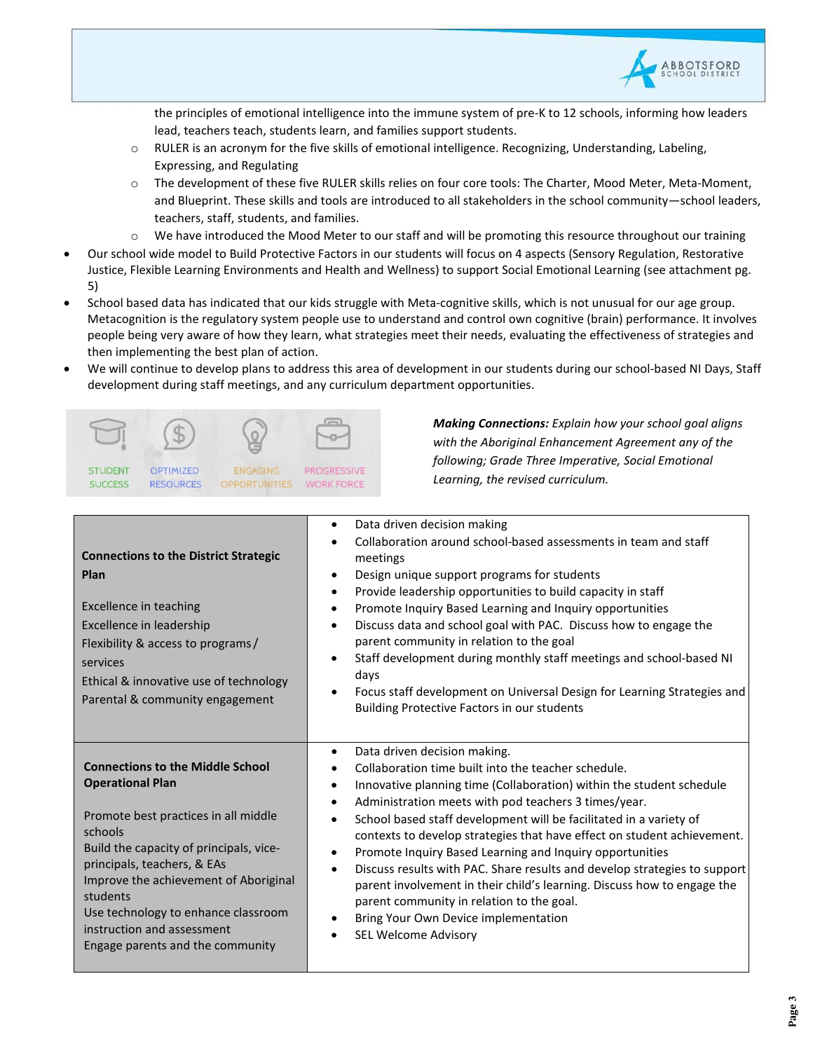the principles of emotional intelligence into the immune system of pre-K to 12 schools, informing how leaders lead, teachers teach, students learn, and families support students.

- RULER is an acronym for the five skills of emotional intelligence. Recognizing, Understanding, Labeling, Expressing, and Regulating
- The development of these five RULER skills relies on four core tools: The Charter, Mood Meter, Meta-Moment, and Blueprint. These skills and tools are introduced to all stakeholders in the school community—school leaders, teachers, staff, students, and families.
- We have introduced the Mood Meter to our staff and will be promoting this resource throughout our training

- Our school wide model to Build Protective Factors in our students will focus on 4 aspects (Sensory Regulation, Restorative Justice, Flexible Learning Environments and Health and Wellness) to support Social Emotional Learning (see attachment pg. 5)
- School based data has indicated that our kids struggle with Meta-cognitive skills, which is not unusual for our age group. Metacognition is the regulatory system people use to understand and control own cognitive (brain) performance. It involves people being very aware of how they learn, what strategies meet their needs, evaluating the effectiveness of strategies and then implementing the best plan of action.
- We will continue to develop plans to address this area of development in our students during our school-based NI Days, Staff development during staff meetings, and any curriculum department opportunities.

STUDENT SUCCESS | OPTIMIZED RESOURCES | ENGAGING OPPORTUNITIES | PROGRESSIVE WORK FORCE

***Making Connections:*** *Explain how your school goal aligns with the Aboriginal Enhancement Agreement any of the following; Grade Three Imperative, Social Emotional Learning, the revised curriculum.*

| | |
|---|---|
| **Connections to the District Strategic Plan**<br><br>Excellence in teaching<br>Excellence in leadership<br>Flexibility & access to programs / services<br>Ethical & innovative use of technology<br>Parental & community engagement | • Data driven decision making<br>• Collaboration around school-based assessments in team and staff meetings<br>• Design unique support programs for students<br>• Provide leadership opportunities to build capacity in staff<br>• Promote Inquiry Based Learning and Inquiry opportunities<br>• Discuss data and school goal with PAC. Discuss how to engage the parent community in relation to the goal<br>• Staff development during monthly staff meetings and school-based NI days<br>• Focus staff development on Universal Design for Learning Strategies and Building Protective Factors in our students |
| **Connections to the Middle School Operational Plan**<br><br>Promote best practices in all middle schools<br>Build the capacity of principals, vice-principals, teachers, & EAs<br>Improve the achievement of Aboriginal students<br>Use technology to enhance classroom instruction and assessment<br>Engage parents and the community | • Data driven decision making.<br>• Collaboration time built into the teacher schedule.<br>• Innovative planning time (Collaboration) within the student schedule<br>• Administration meets with pod teachers 3 times/year.<br>• School based staff development will be facilitated in a variety of contexts to develop strategies that have effect on student achievement.<br>• Promote Inquiry Based Learning and Inquiry opportunities<br>• Discuss results with PAC. Share results and develop strategies to support parent involvement in their child's learning. Discuss how to engage the parent community in relation to the goal.<br>• Bring Your Own Device implementation<br>• SEL Welcome Advisory |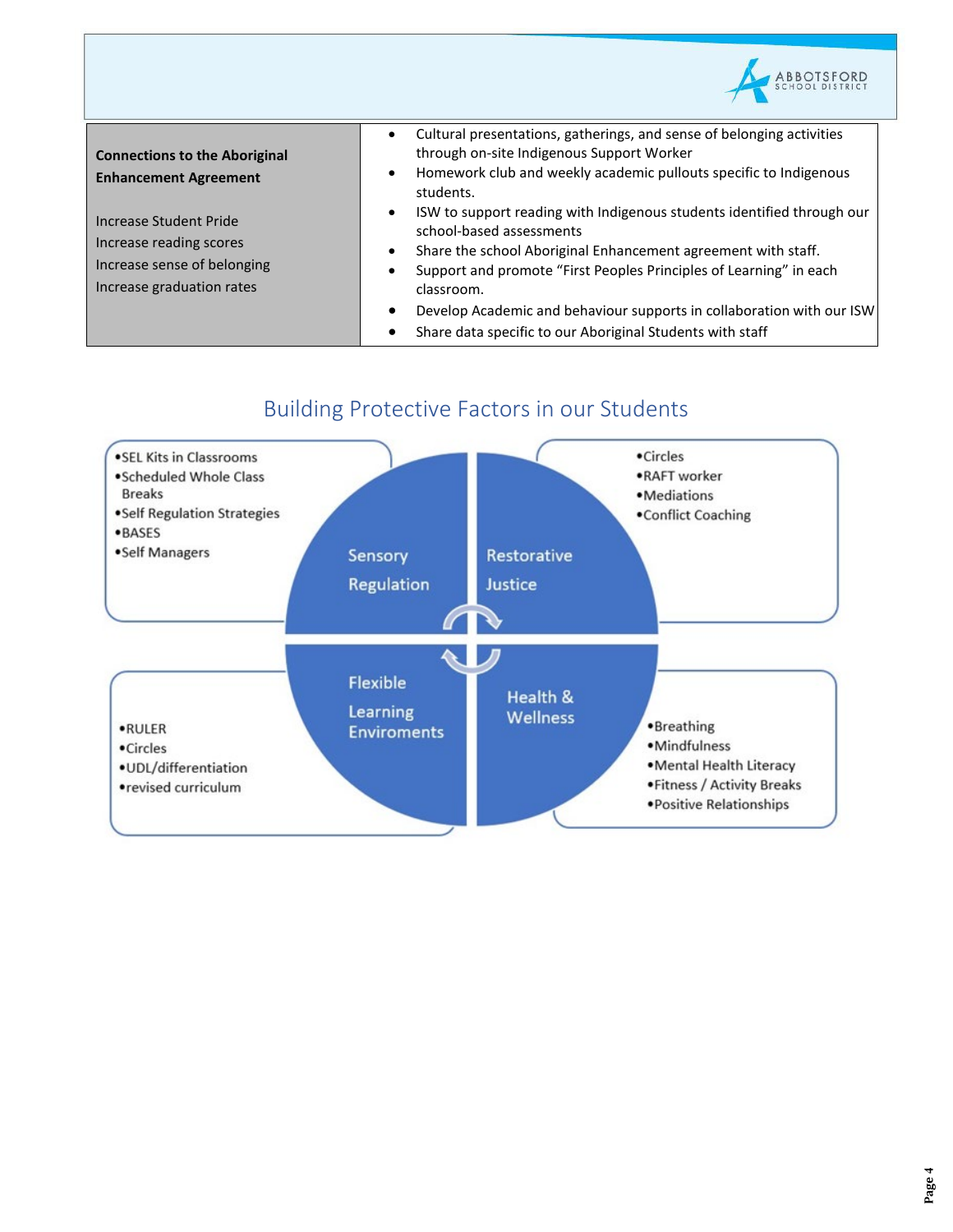| **Connections to the Aboriginal Enhancement Agreement**<br><br>Increase Student Pride<br>Increase reading scores<br>Increase sense of belonging<br>Increase graduation rates | • Cultural presentations, gatherings, and sense of belonging activities through on-site Indigenous Support Worker<br>• Homework club and weekly academic pullouts specific to Indigenous students.<br>• ISW to support reading with Indigenous students identified through our school-based assessments<br>• Share the school Aboriginal Enhancement agreement with staff.<br>• Support and promote "First Peoples Principles of Learning" in each classroom.<br>• Develop Academic and behaviour supports in collaboration with our ISW<br>• Share data specific to our Aboriginal Students with staff |
|---|---|

## Building Protective Factors in our Students

**Sensory Regulation**
- SEL Kits in Classrooms
- Scheduled Whole Class Breaks
- Self Regulation Strategies
- BASES
- Self Managers

**Restorative Justice**
- Circles
- RAFT worker
- Mediations
- Conflict Coaching

**Flexible Learning Enviroments**
- RULER
- Circles
- UDL/differentiation
- revised curriculum

**Health & Wellness**
- Breathing
- Mindfulness
- Mental Health Literacy
- Fitness / Activity Breaks
- Positive Relationships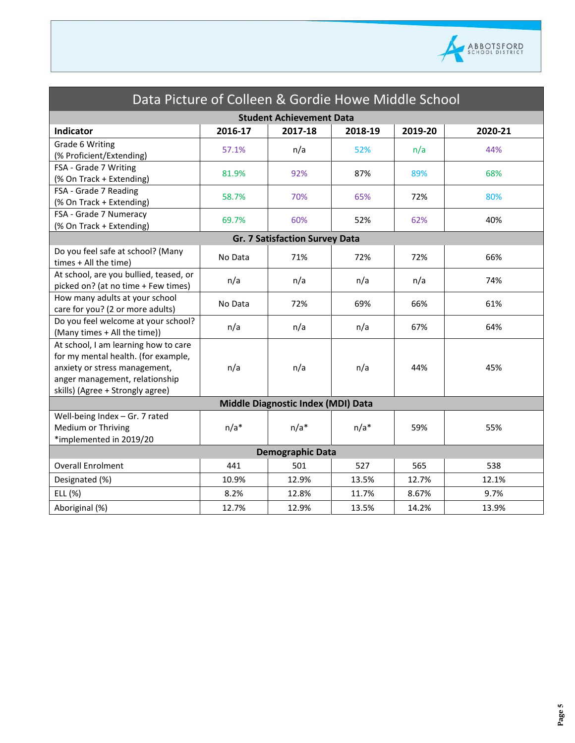| Data Picture of Colleen & Gordie Howe Middle School | | | | | |
|---|---|---|---|---|---|
| **Student Achievement Data** | | | | | |
| **Indicator** | **2016-17** | **2017-18** | **2018-19** | **2019-20** | **2020-21** |
| Grade 6 Writing (% Proficient/Extending) | 57.1% | n/a | 52% | n/a | 44% |
| FSA - Grade 7 Writing (% On Track + Extending) | 81.9% | 92% | 87% | 89% | 68% |
| FSA - Grade 7 Reading (% On Track + Extending) | 58.7% | 70% | 65% | 72% | 80% |
| FSA - Grade 7 Numeracy (% On Track + Extending) | 69.7% | 60% | 52% | 62% | 40% |
| **Gr. 7 Satisfaction Survey Data** | | | | | |
| Do you feel safe at school? (Many times + All the time) | No Data | 71% | 72% | 72% | 66% |
| At school, are you bullied, teased, or picked on? (at no time + Few times) | n/a | n/a | n/a | n/a | 74% |
| How many adults at your school care for you? (2 or more adults) | No Data | 72% | 69% | 66% | 61% |
| Do you feel welcome at your school? (Many times + All the time)) | n/a | n/a | n/a | 67% | 64% |
| At school, I am learning how to care for my mental health. (for example, anxiety or stress management, anger management, relationship skills) (Agree + Strongly agree) | n/a | n/a | n/a | 44% | 45% |
| **Middle Diagnostic Index (MDI) Data** | | | | | |
| Well-being Index – Gr. 7 rated Medium or Thriving *implemented in 2019/20 | n/a* | n/a* | n/a* | 59% | 55% |
| **Demographic Data** | | | | | |
| Overall Enrolment | 441 | 501 | 527 | 565 | 538 |
| Designated (%) | 10.9% | 12.9% | 13.5% | 12.7% | 12.1% |
| ELL (%) | 8.2% | 12.8% | 11.7% | 8.67% | 9.7% |
| Aboriginal (%) | 12.7% | 12.9% | 13.5% | 14.2% | 13.9% |